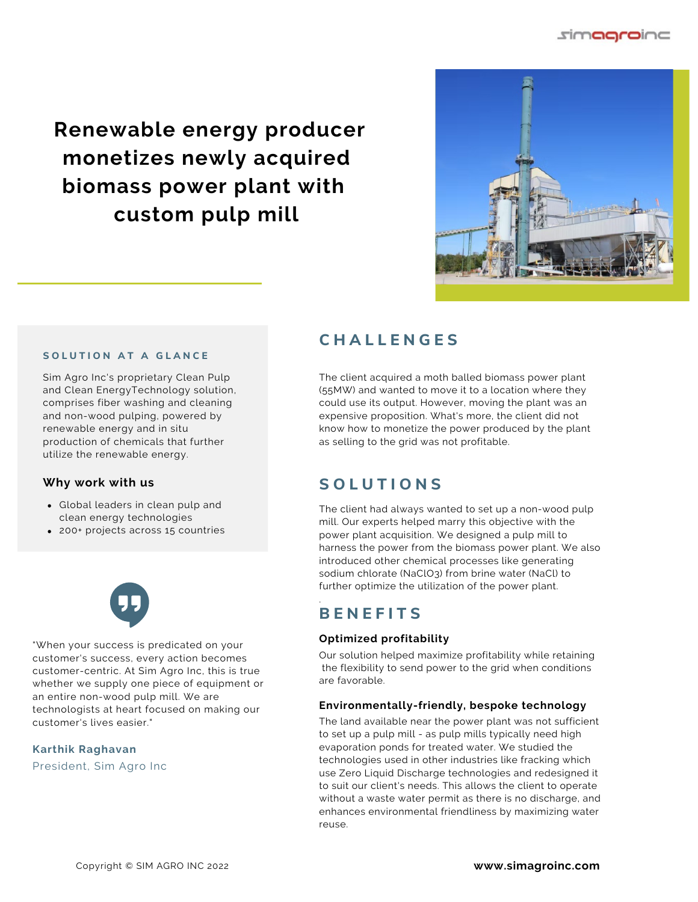# Renewable energy producer monetizes newly acquired biomass power plant with custom pulp mill

## CHALLENGES

The client acquired a moth balled biomass power plant (55MW) and wanted to move it to a location where they could use its output. However, moving the plant was an expensive proposition. What's more, the client did not know how to monetize the power produced by the plant as selling to the grid was not profitable.

## SOLUTIONS

The client had always wanted to set up a non-wood pulp mill. Our experts helped marry this objective with the power plant acquisition. We designed a pulp mill to harness the power from the biomass power plant. We also introduced other chemical processes like generating sodium chlorate ($NaClO_3$) from brine water ($NaCl$) to further optimize the utilization of the power plant.

## BENEFITS

### Optimized profitability

Our solution helped maximize profitability while retaining the flexibility to send power to the grid when conditions are favorable.

### Environmentally-friendly, bespoke technology

The land available near the power plant was not sufficient to set up a pulp mill - as pulp mills typically need high evaporation ponds for treated water. We studied the technologies used in other industries like fracking which use Zero Liquid Discharge technologies and redesigned it to suit our client's needs. This allows the client to operate without a waste water permit as there is no discharge, and enhances environmental friendliness by maximizing water reuse.

### SOLUTION AT A GLANCE

Sim Agro Inc's proprietary Clean Pulp and Clean EnergyTechnology solution, comprises fiber washing and cleaning and non-wood pulping, powered by renewable energy and in situ production of chemicals that further utilize the renewable energy.

**Why work with us**

- Global leaders in clean pulp and clean energy technologies
- 200+ projects across 15 countries

"When your success is predicated on your customer's success, every action becomes customer-centric. At Sim Agro Inc, this is true whether we supply one piece of equipment or an entire non-wood pulp mill. We are technologists at heart focused on making our customer's lives easier."

**Karthik Raghavan**
President, Sim Agro Inc

Copyright © SIM AGRO INC 2022

**www.simagroinc.com**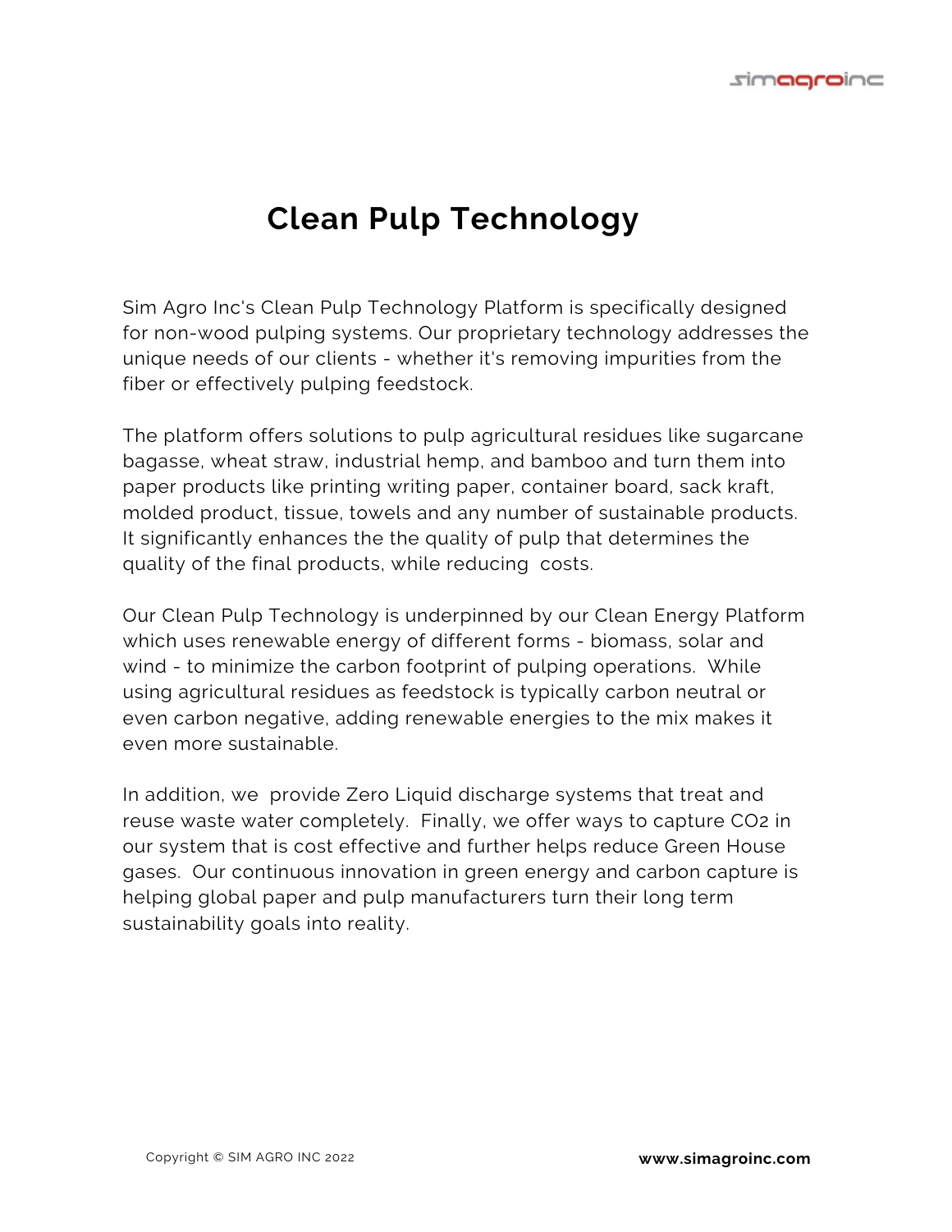# Clean Pulp Technology

Sim Agro Inc's Clean Pulp Technology Platform is specifically designed for non-wood pulping systems. Our proprietary technology addresses the unique needs of our clients - whether it's removing impurities from the fiber or effectively pulping feedstock.

The platform offers solutions to pulp agricultural residues like sugarcane bagasse, wheat straw, industrial hemp, and bamboo and turn them into paper products like printing writing paper, container board, sack kraft, molded product, tissue, towels and any number of sustainable products. It significantly enhances the the quality of pulp that determines the quality of the final products, while reducing costs.

Our Clean Pulp Technology is underpinned by our Clean Energy Platform which uses renewable energy of different forms - biomass, solar and wind - to minimize the carbon footprint of pulping operations. While using agricultural residues as feedstock is typically carbon neutral or even carbon negative, adding renewable energies to the mix makes it even more sustainable.

In addition, we provide Zero Liquid discharge systems that treat and reuse waste water completely. Finally, we offer ways to capture $CO_2$ in our system that is cost effective and further helps reduce Green House gases. Our continuous innovation in green energy and carbon capture is helping global paper and pulp manufacturers turn their long term sustainability goals into reality.